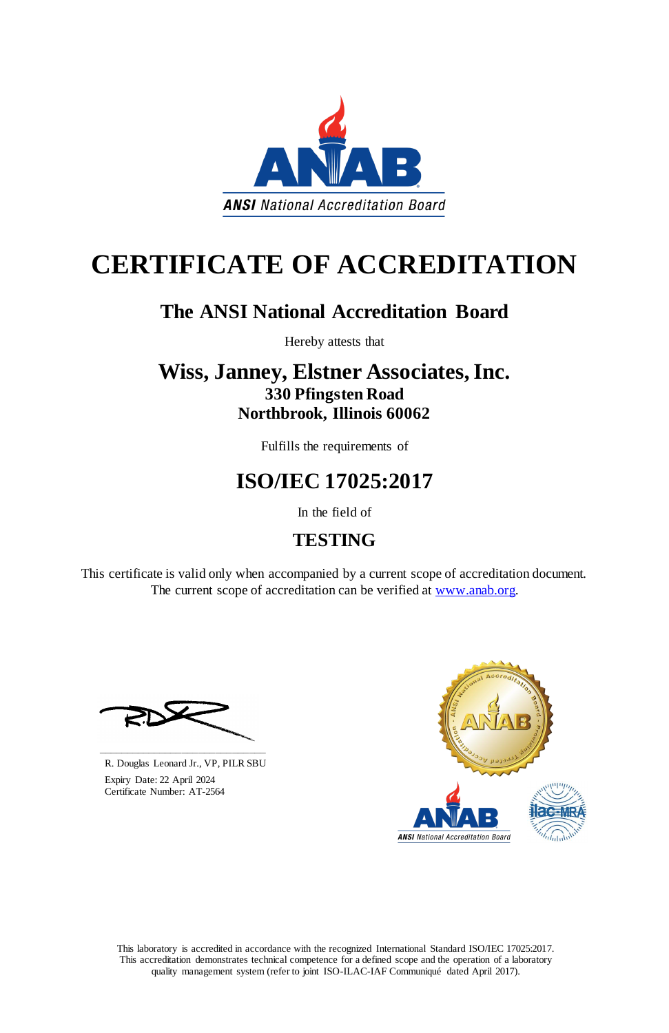ANSI National Accreditation Board

# CERTIFICATE OF ACCREDITATION

## The ANSI National Accreditation Board

Hereby attests that

## Wiss, Janney, Elstner Associates, Inc.

**330 Pfingsten Road**
**Northbrook, Illinois 60062**

Fulfills the requirements of

## ISO/IEC 17025:2017

In the field of

## TESTING

This certificate is valid only when accompanied by a current scope of accreditation document.
The current scope of accreditation can be verified at www.anab.org.

R. Douglas Leonard Jr., VP, PILR SBU
Expiry Date: 22 April 2024
Certificate Number: AT-2564

This laboratory is accredited in accordance with the recognized International Standard ISO/IEC 17025:2017.
This accreditation demonstrates technical competence for a defined scope and the operation of a laboratory quality management system (refer to joint ISO-ILAC-IAF Communiqué dated April 2017).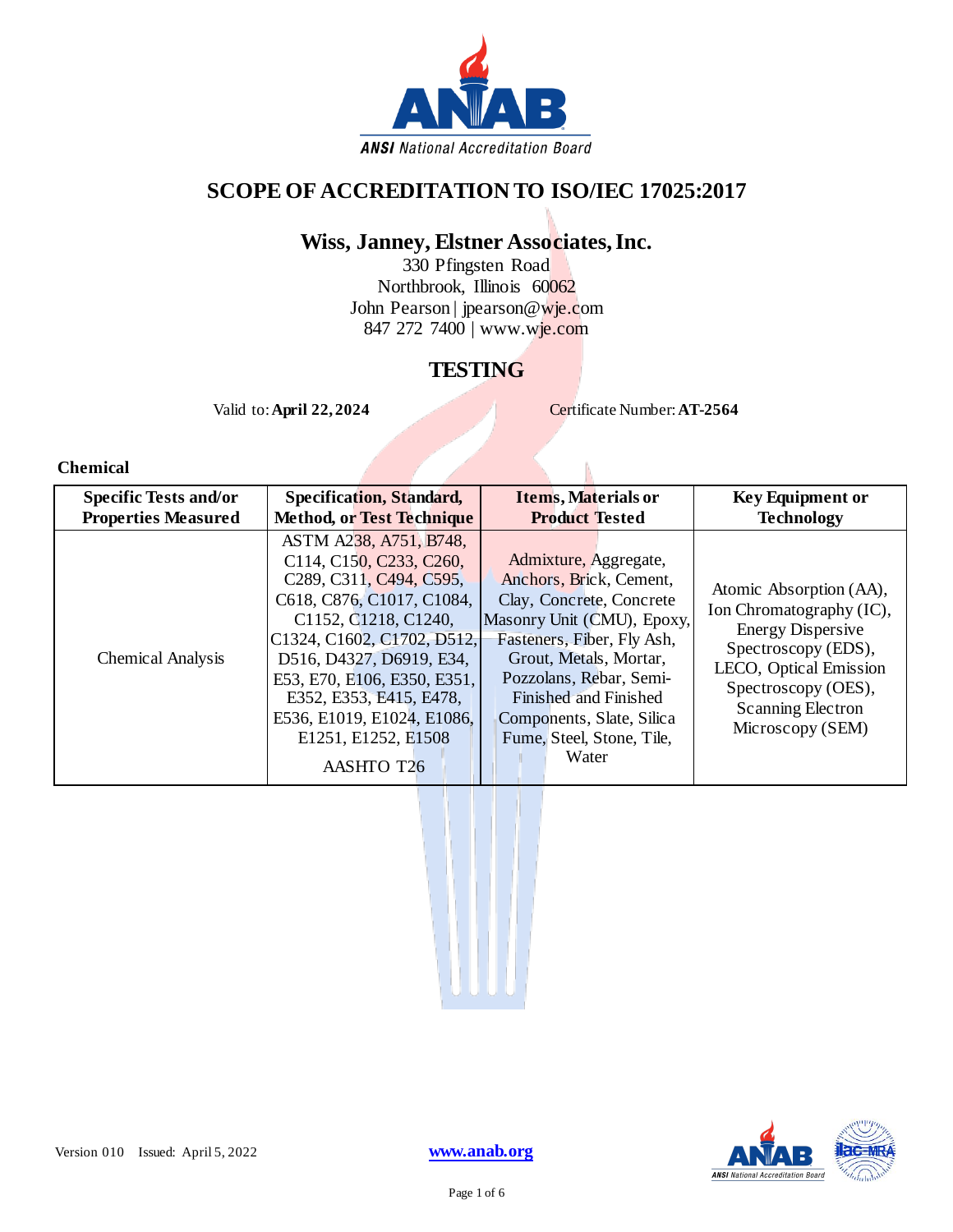# SCOPE OF ACCREDITATION TO ISO/IEC 17025:2017

## Wiss, Janney, Elstner Associates, Inc.

330 Pfingsten Road
Northbrook, Illinois 60062
John Pearson | jpearson@wje.com
847 272 7400 | www.wje.com

## TESTING

Valid to: **April 22, 2024** Certificate Number: **AT-2564**

### Chemical

| Specific Tests and/or Properties Measured | Specification, Standard, Method, or Test Technique | Items, Materials or Product Tested | Key Equipment or Technology |
|---|---|---|---|
| Chemical Analysis | ASTM A238, A751, B748, C114, C150, C233, C260, C289, C311, C494, C595, C618, C876, C1017, C1084, C1152, C1218, C1240, C1324, C1602, C1702, D512, D516, D4327, D6919, E34, E53, E70, E106, E350, E351, E352, E353, E415, E478, E536, E1019, E1024, E1086, E1251, E1252, E1508<br><br>AASHTO T26 | Admixture, Aggregate, Anchors, Brick, Cement, Clay, Concrete, Concrete Masonry Unit (CMU), Epoxy, Fasteners, Fiber, Fly Ash, Grout, Metals, Mortar, Pozzolans, Rebar, Semi-Finished and Finished Components, Slate, Silica Fume, Steel, Stone, Tile, Water | Atomic Absorption (AA), Ion Chromatography (IC), Energy Dispersive Spectroscopy (EDS), LECO, Optical Emission Spectroscopy (OES), Scanning Electron Microscopy (SEM) |

Version 010 Issued: April 5, 2022

www.anab.org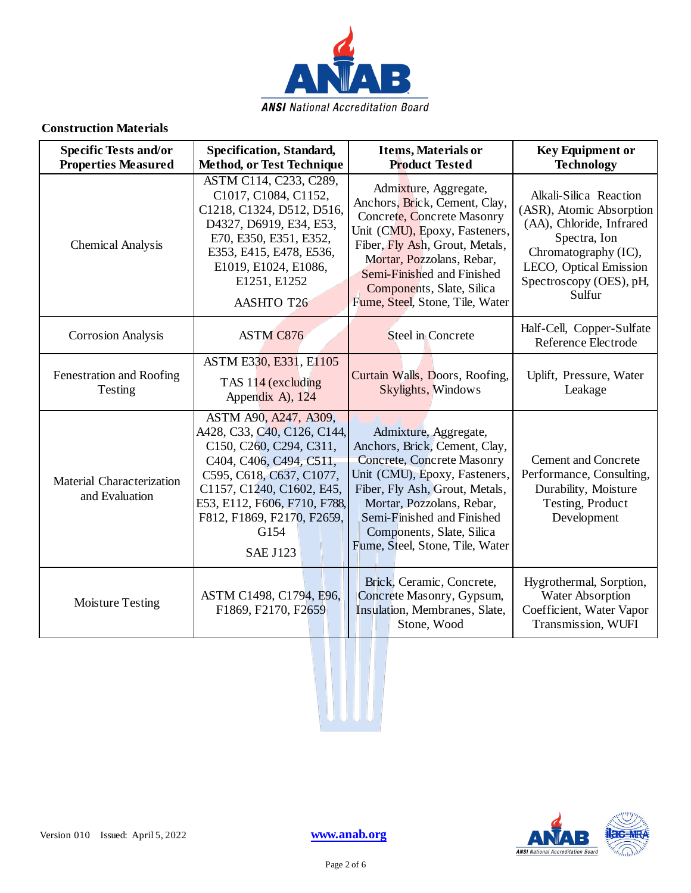## Construction Materials

| Specific Tests and/or Properties Measured | Specification, Standard, Method, or Test Technique | Items, Materials or Product Tested | Key Equipment or Technology |
|---|---|---|---|
| Chemical Analysis | ASTM C114, C233, C289, C1017, C1084, C1152, C1218, C1324, D512, D516, D4327, D6919, E34, E53, E70, E350, E351, E352, E353, E415, E478, E536, E1019, E1024, E1086, E1251, E1252<br><br>AASHTO T26 | Admixture, Aggregate, Anchors, Brick, Cement, Clay, Concrete, Concrete Masonry Unit (CMU), Epoxy, Fasteners, Fiber, Fly Ash, Grout, Metals, Mortar, Pozzolans, Rebar, Semi-Finished and Finished Components, Slate, Silica Fume, Steel, Stone, Tile, Water | Alkali-Silica Reaction (ASR), Atomic Absorption (AA), Chloride, Infrared Spectra, Ion Chromatography (IC), LECO, Optical Emission Spectroscopy (OES), pH, Sulfur |
| Corrosion Analysis | ASTM C876 | Steel in Concrete | Half-Cell, Copper-Sulfate Reference Electrode |
| Fenestration and Roofing Testing | ASTM E330, E331, E1105<br><br>TAS 114 (excluding Appendix A), 124 | Curtain Walls, Doors, Roofing, Skylights, Windows | Uplift, Pressure, Water Leakage |
| Material Characterization and Evaluation | ASTM A90, A247, A309, A428, C33, C40, C126, C144, C150, C260, C294, C311, C404, C406, C494, C511, C595, C618, C637, C1077, C1157, C1240, C1602, E45, E53, E112, F606, F710, F788, F812, F1869, F2170, F2659, G154<br><br>SAE J123 | Admixture, Aggregate, Anchors, Brick, Cement, Clay, Concrete, Concrete Masonry Unit (CMU), Epoxy, Fasteners, Fiber, Fly Ash, Grout, Metals, Mortar, Pozzolans, Rebar, Semi-Finished and Finished Components, Slate, Silica Fume, Steel, Stone, Tile, Water | Cement and Concrete Performance, Consulting, Durability, Moisture Testing, Product Development |
| Moisture Testing | ASTM C1498, C1794, E96, F1869, F2170, F2659 | Brick, Ceramic, Concrete, Concrete Masonry, Gypsum, Insulation, Membranes, Slate, Stone, Wood | Hygrothermal, Sorption, Water Absorption Coefficient, Water Vapor Transmission, WUFI |

Version 010 Issued: April 5, 2022 www.anab.org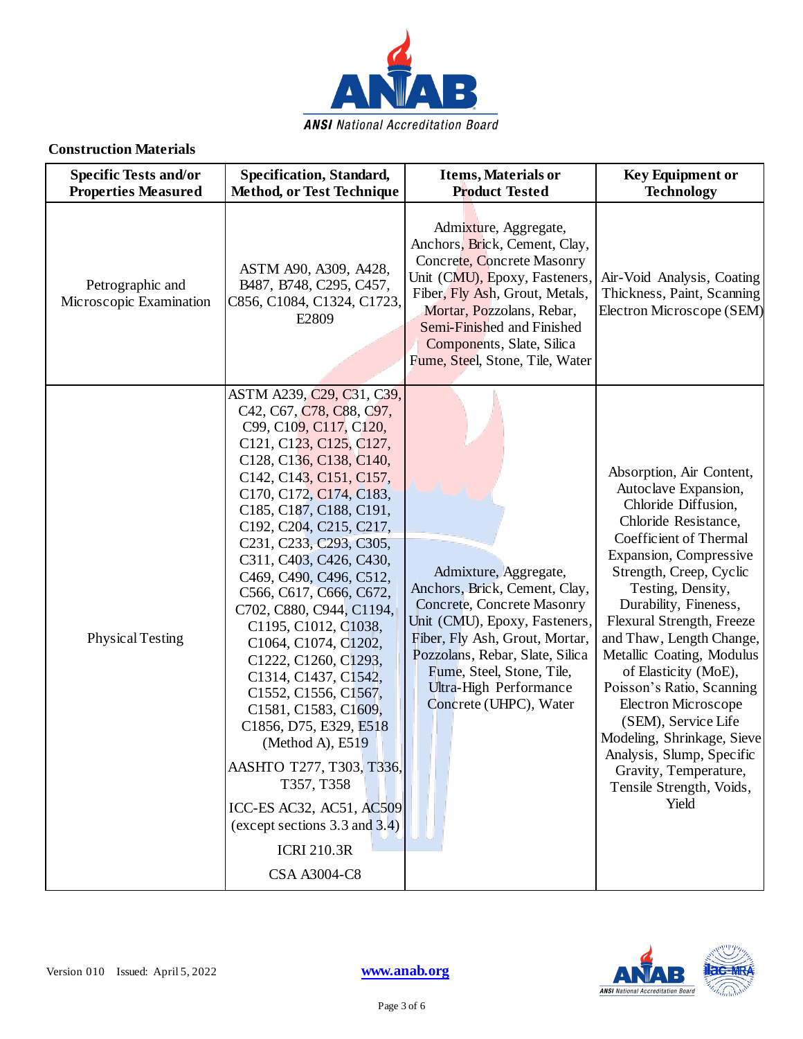**Construction Materials**

| Specific Tests and/or Properties Measured | Specification, Standard, Method, or Test Technique | Items, Materials or Product Tested | Key Equipment or Technology |
|---|---|---|---|
| Petrographic and Microscopic Examination | ASTM A90, A309, A428, B487, B748, C295, C457, C856, C1084, C1324, C1723, E2809 | Admixture, Aggregate, Anchors, Brick, Cement, Clay, Concrete, Concrete Masonry Unit (CMU), Epoxy, Fasteners, Fiber, Fly Ash, Grout, Metals, Mortar, Pozzolans, Rebar, Semi-Finished and Finished Components, Slate, Silica Fume, Steel, Stone, Tile, Water | Air-Void Analysis, Coating Thickness, Paint, Scanning Electron Microscope (SEM) |
| Physical Testing | ASTM A239, C29, C31, C39, C42, C67, C78, C88, C97, C99, C109, C117, C120, C121, C123, C125, C127, C128, C136, C138, C140, C142, C143, C151, C157, C170, C172, C174, C183, C185, C187, C188, C191, C192, C204, C215, C217, C231, C233, C293, C305, C311, C403, C426, C430, C469, C490, C496, C512, C566, C617, C666, C672, C702, C880, C944, C1194, C1195, C1012, C1038, C1064, C1074, C1202, C1222, C1260, C1293, C1314, C1437, C1542, C1552, C1556, C1567, C1581, C1583, C1609, C1856, D75, E329, E518 (Method A), E519<br>AASHTO T277, T303, T336, T357, T358<br>ICC-ES AC32, AC51, AC509 (except sections 3.3 and 3.4)<br>ICRI 210.3R<br>CSA A3004-C8 | Admixture, Aggregate, Anchors, Brick, Cement, Clay, Concrete, Concrete Masonry Unit (CMU), Epoxy, Fasteners, Fiber, Fly Ash, Grout, Mortar, Pozzolans, Rebar, Slate, Silica Fume, Steel, Stone, Tile, Ultra-High Performance Concrete (UHPC), Water | Absorption, Air Content, Autoclave Expansion, Chloride Diffusion, Chloride Resistance, Coefficient of Thermal Expansion, Compressive Strength, Creep, Cyclic Testing, Density, Durability, Fineness, Flexural Strength, Freeze and Thaw, Length Change, Metallic Coating, Modulus of Elasticity (MoE), Poisson's Ratio, Scanning Electron Microscope (SEM), Service Life Modeling, Shrinkage, Sieve Analysis, Slump, Specific Gravity, Temperature, Tensile Strength, Voids, Yield |

Version 010 Issued: April 5, 2022 www.anab.org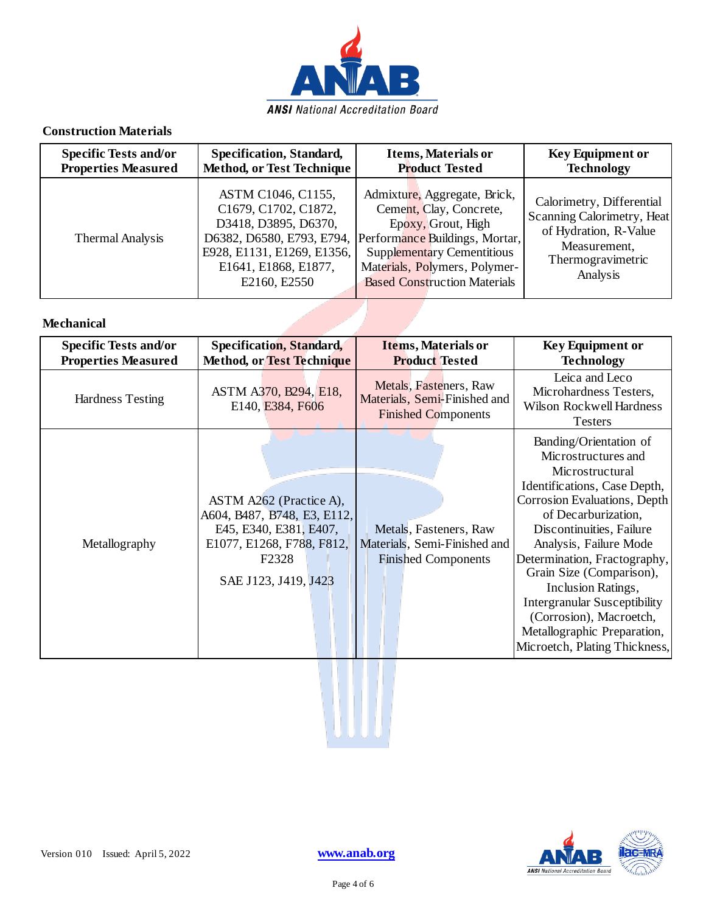**Construction Materials**

| Specific Tests and/or Properties Measured | Specification, Standard, Method, or Test Technique | Items, Materials or Product Tested | Key Equipment or Technology |
|---|---|---|---|
| Thermal Analysis | ASTM C1046, C1155, C1679, C1702, C1872, D3418, D3895, D6370, D6382, D6580, E793, E794, E928, E1131, E1269, E1356, E1641, E1868, E1877, E2160, E2550 | Admixture, Aggregate, Brick, Cement, Clay, Concrete, Epoxy, Grout, High Performance Buildings, Mortar, Supplementary Cementitious Materials, Polymers, Polymer-Based Construction Materials | Calorimetry, Differential Scanning Calorimetry, Heat of Hydration, R-Value Measurement, Thermogravimetric Analysis |

**Mechanical**

| Specific Tests and/or Properties Measured | Specification, Standard, Method, or Test Technique | Items, Materials or Product Tested | Key Equipment or Technology |
|---|---|---|---|
| Hardness Testing | ASTM A370, B294, E18, E140, E384, F606 | Metals, Fasteners, Raw Materials, Semi-Finished and Finished Components | Leica and Leco Microhardness Testers, Wilson Rockwell Hardness Testers |
| Metallography | ASTM A262 (Practice A), A604, B487, B748, E3, E112, E45, E340, E381, E407, E1077, E1268, F788, F812, F2328<br><br>SAE J123, J419, J423 | Metals, Fasteners, Raw Materials, Semi-Finished and Finished Components | Banding/Orientation of Microstructures and Microstructural Identifications, Case Depth, Corrosion Evaluations, Depth of Decarburization, Discontinuities, Failure Analysis, Failure Mode Determination, Fractography, Grain Size (Comparison), Inclusion Ratings, Intergranular Susceptibility (Corrosion), Macroetch, Metallographic Preparation, Microetch, Plating Thickness, |

Version 010 Issued: April 5, 2022 www.anab.org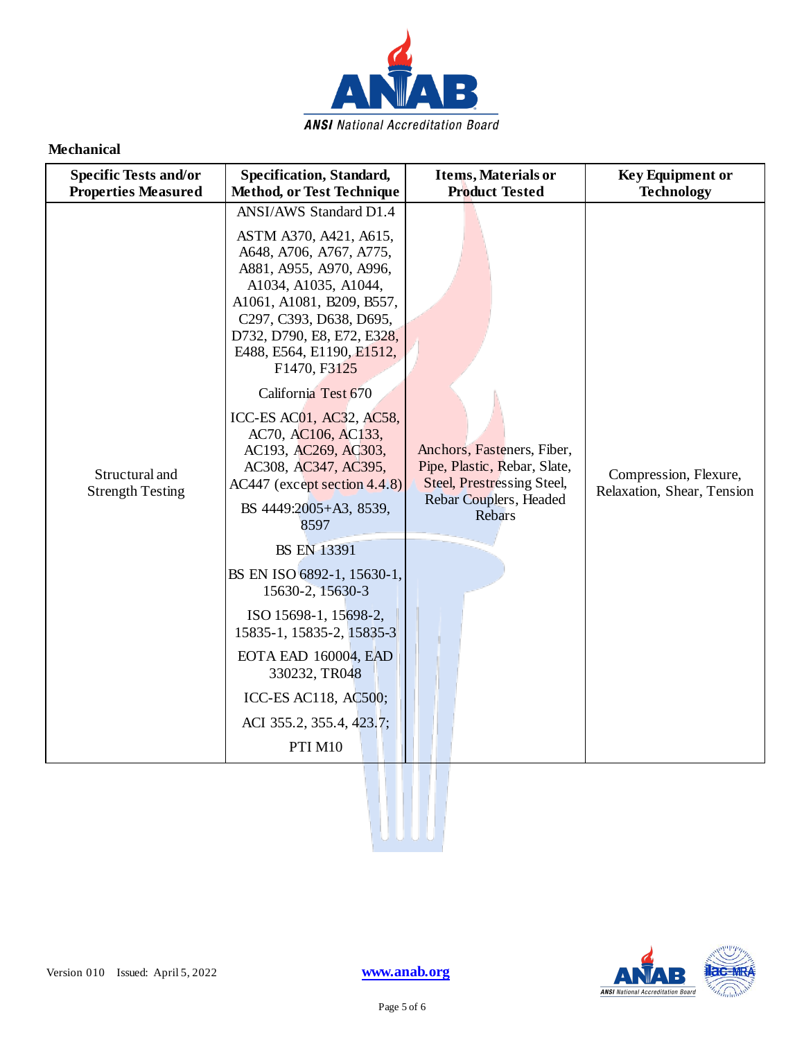**Mechanical**

| Specific Tests and/or Properties Measured | Specification, Standard, Method, or Test Technique | Items, Materials or Product Tested | Key Equipment or Technology |
|---|---|---|---|
| Structural and Strength Testing | ANSI/AWS Standard D1.4<br><br>ASTM A370, A421, A615, A648, A706, A767, A775, A881, A955, A970, A996, A1034, A1035, A1044, A1061, A1081, B209, B557, C297, C393, D638, D695, D732, D790, E8, E72, E328, E488, E564, E1190, E1512, F1470, F3125<br><br>California Test 670<br><br>ICC-ES AC01, AC32, AC58, AC70, AC106, AC133, AC193, AC269, AC303, AC308, AC347, AC395, AC447 (except section 4.4.8)<br><br>BS 4449:2005+A3, 8539, 8597<br><br>BS EN 13391<br><br>BS EN ISO 6892-1, 15630-1, 15630-2, 15630-3<br><br>ISO 15698-1, 15698-2, 15835-1, 15835-2, 15835-3<br><br>EOTA EAD 160004, EAD 330232, TR048<br><br>ICC-ES AC118, AC500;<br><br>ACI 355.2, 355.4, 423.7;<br><br>PTI M10 | Anchors, Fasteners, Fiber, Pipe, Plastic, Rebar, Slate, Steel, Prestressing Steel, Rebar Couplers, Headed Rebars | Compression, Flexure, Relaxation, Shear, Tension |

Version 010 Issued: April 5, 2022 www.anab.org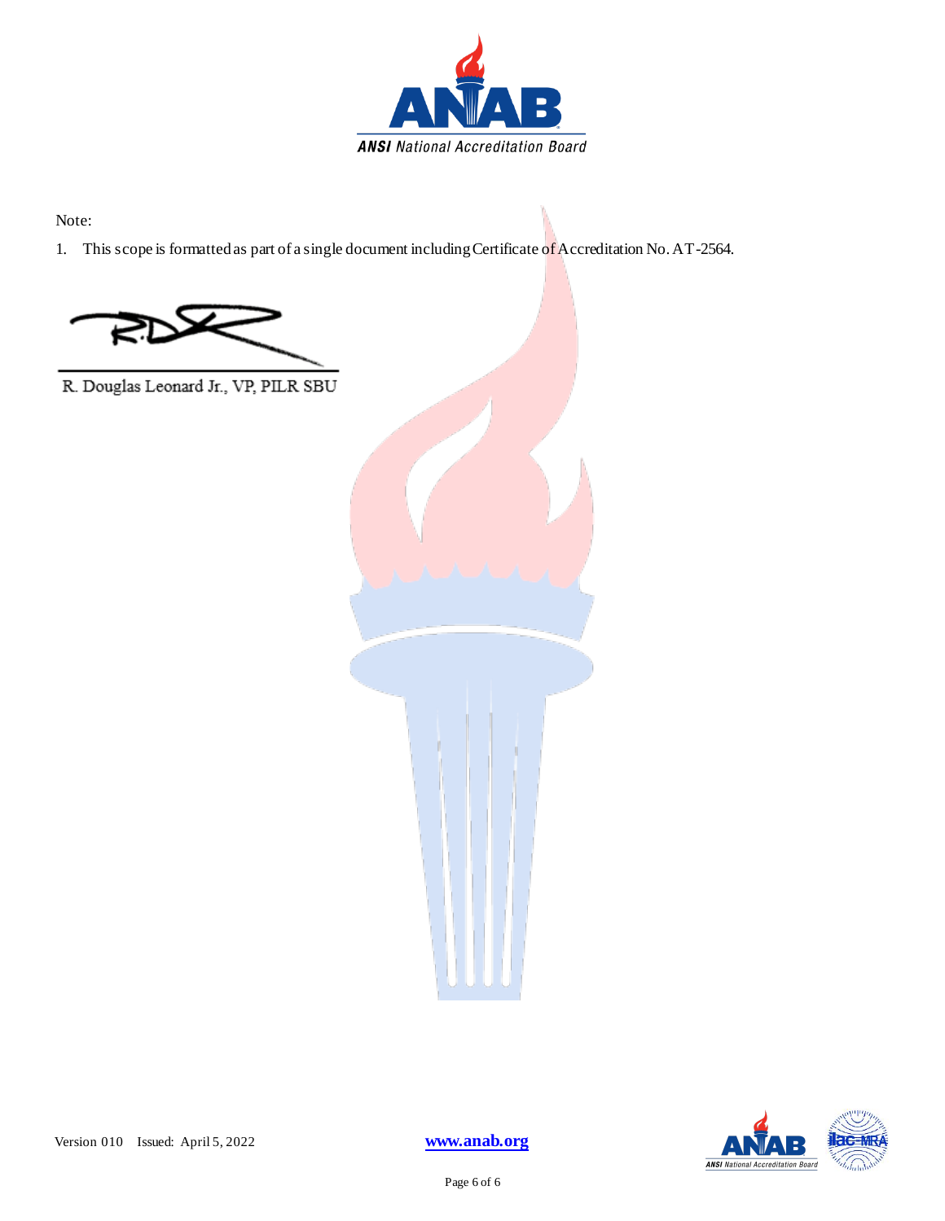Note:

1. This scope is formatted as part of a single document including Certificate of Accreditation No. AT-2564.

R. Douglas Leonard Jr., VP, PILR SBU

Version 010 Issued: April 5, 2022

www.anab.org